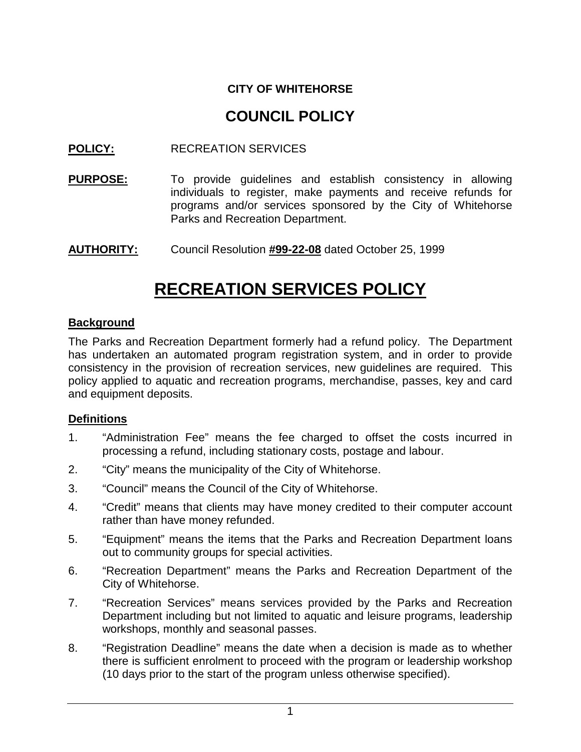**CITY OF WHITEHORSE**

# COUNCIL POLICY

**POLICY:** RECREATION SERVICES

**PURPOSE:** To provide guidelines and establish consistency in allowing individuals to register, make payments and receive refunds for programs and/or services sponsored by the City of Whitehorse Parks and Recreation Department.

**AUTHORITY:** Council Resolution **#99-22-08** dated October 25, 1999

# RECREATION SERVICES POLICY

## Background

The Parks and Recreation Department formerly had a refund policy. The Department has undertaken an automated program registration system, and in order to provide consistency in the provision of recreation services, new guidelines are required. This policy applied to aquatic and recreation programs, merchandise, passes, key and card and equipment deposits.

## Definitions

1. "Administration Fee" means the fee charged to offset the costs incurred in processing a refund, including stationary costs, postage and labour.
2. "City" means the municipality of the City of Whitehorse.
3. "Council" means the Council of the City of Whitehorse.
4. "Credit" means that clients may have money credited to their computer account rather than have money refunded.
5. "Equipment" means the items that the Parks and Recreation Department loans out to community groups for special activities.
6. "Recreation Department" means the Parks and Recreation Department of the City of Whitehorse.
7. "Recreation Services" means services provided by the Parks and Recreation Department including but not limited to aquatic and leisure programs, leadership workshops, monthly and seasonal passes.
8. "Registration Deadline" means the date when a decision is made as to whether there is sufficient enrolment to proceed with the program or leadership workshop (10 days prior to the start of the program unless otherwise specified).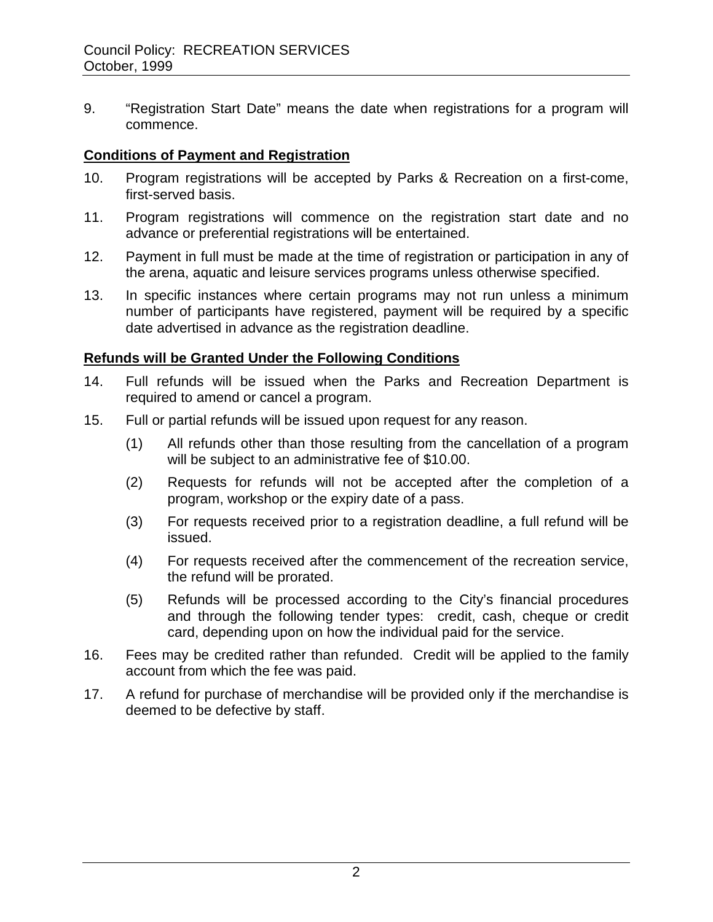9. "Registration Start Date" means the date when registrations for a program will commence.

**Conditions of Payment and Registration**

10. Program registrations will be accepted by Parks & Recreation on a first-come, first-served basis.

11. Program registrations will commence on the registration start date and no advance or preferential registrations will be entertained.

12. Payment in full must be made at the time of registration or participation in any of the arena, aquatic and leisure services programs unless otherwise specified.

13. In specific instances where certain programs may not run unless a minimum number of participants have registered, payment will be required by a specific date advertised in advance as the registration deadline.

**Refunds will be Granted Under the Following Conditions**

14. Full refunds will be issued when the Parks and Recreation Department is required to amend or cancel a program.

15. Full or partial refunds will be issued upon request for any reason.

    (1) All refunds other than those resulting from the cancellation of a program will be subject to an administrative fee of $10.00.

    (2) Requests for refunds will not be accepted after the completion of a program, workshop or the expiry date of a pass.

    (3) For requests received prior to a registration deadline, a full refund will be issued.

    (4) For requests received after the commencement of the recreation service, the refund will be prorated.

    (5) Refunds will be processed according to the City's financial procedures and through the following tender types: credit, cash, cheque or credit card, depending upon on how the individual paid for the service.

16. Fees may be credited rather than refunded. Credit will be applied to the family account from which the fee was paid.

17. A refund for purchase of merchandise will be provided only if the merchandise is deemed to be defective by staff.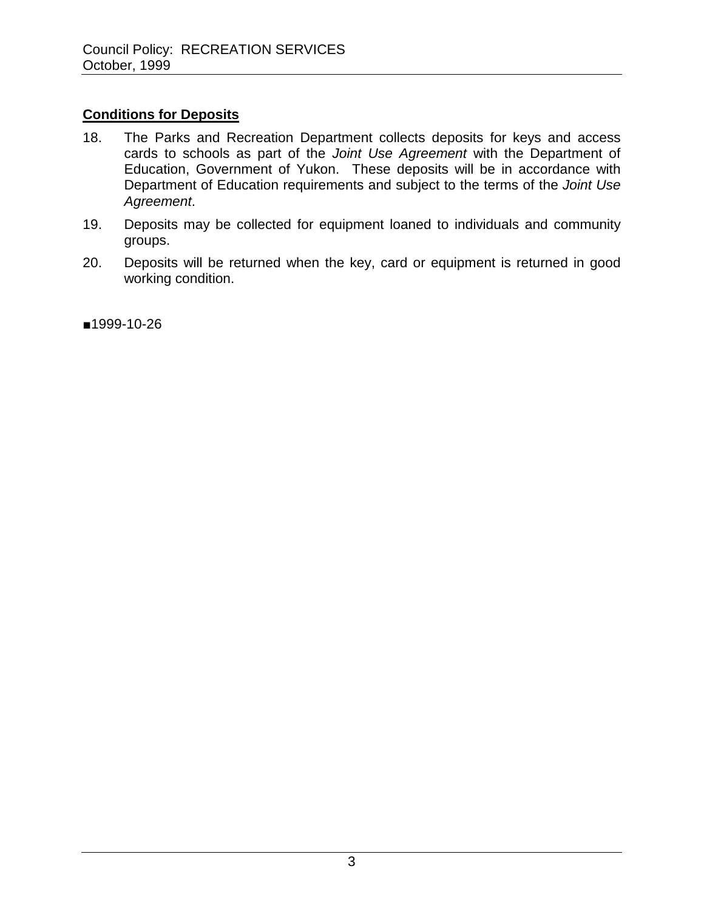## Conditions for Deposits

18. The Parks and Recreation Department collects deposits for keys and access cards to schools as part of the *Joint Use Agreement* with the Department of Education, Government of Yukon. These deposits will be in accordance with Department of Education requirements and subject to the terms of the *Joint Use Agreement*.

19. Deposits may be collected for equipment loaned to individuals and community groups.

20. Deposits will be returned when the key, card or equipment is returned in good working condition.

■1999-10-26